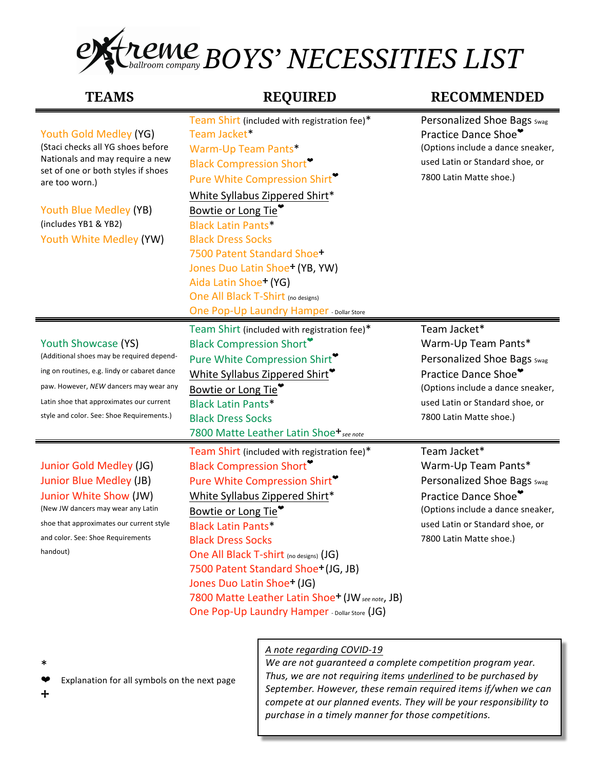# extreme ballroom company BOYS' NECESSITIES LIST

| TEAMS | REQUIRED | RECOMMENDED |
|---|---|---|
| Youth Gold Medley (YG)<br>(Staci checks all YG shoes before Nationals and may require a new set of one or both styles if shoes are too worn.)<br><br>Youth Blue Medley (YB)<br>(includes YB1 & YB2)<br>Youth White Medley (YW) | Team Shirt (included with registration fee)*<br>Team Jacket*<br>Warm-Up Team Pants*<br>Black Compression Short❤<br>Pure White Compression Shirt❤<br><u>White Syllabus Zippered Shirt</u>*<br><u>Bowtie or Long Tie</u>❤<br>Black Latin Pants*<br>Black Dress Socks<br>7500 Patent Standard Shoe+<br>Jones Duo Latin Shoe+ (YB, YW)<br>Aida Latin Shoe+ (YG)<br>One All Black T-Shirt (no designs)<br>One Pop-Up Laundry Hamper - Dollar Store | Personalized Shoe Bags Swag<br>Practice Dance Shoe❤<br>(Options include a dance sneaker, used Latin or Standard shoe, or 7800 Latin Matte shoe.) |
| Youth Showcase (YS)<br>(Additional shoes may be required depending on routines, e.g. lindy or cabaret dance paw. However, *NEW* dancers may wear any Latin shoe that approximates our current style and color. See: Shoe Requirements.) | Team Shirt (included with registration fee)*<br>Black Compression Short❤<br>Pure White Compression Shirt❤<br><u>White Syllabus Zippered Shirt</u>❤<br><u>Bowtie or Long Tie</u>❤<br>Black Latin Pants*<br>Black Dress Socks<br>7800 Matte Leather Latin Shoe+ *see note* | Team Jacket*<br>Warm-Up Team Pants*<br>Personalized Shoe Bags Swag<br>Practice Dance Shoe❤<br>(Options include a dance sneaker, used Latin or Standard shoe, or 7800 Latin Matte shoe.) |
| Junior Gold Medley (JG)<br>Junior Blue Medley (JB)<br>Junior White Show (JW)<br>(New JW dancers may wear any Latin shoe that approximates our current style and color. See: Shoe Requirements handout) | Team Shirt (included with registration fee)*<br>Black Compression Short❤<br>Pure White Compression Shirt❤<br><u>White Syllabus Zippered Shirt</u>*<br><u>Bowtie or Long Tie</u>❤<br>Black Latin Pants*<br>Black Dress Socks<br>One All Black T-shirt (no designs) (JG)<br>7500 Patent Standard Shoe+ (JG, JB)<br>Jones Duo Latin Shoe+ (JG)<br>7800 Matte Leather Latin Shoe+ (JW *see note*, JB)<br>One Pop-Up Laundry Hamper - Dollar Store (JG) | Team Jacket*<br>Warm-Up Team Pants*<br>Personalized Shoe Bags Swag<br>Practice Dance Shoe❤<br>(Options include a dance sneaker, used Latin or Standard shoe, or 7800 Latin Matte shoe.) |

*
❤ Explanation for all symbols on the next page
+

*A note regarding COVID-19*
*We are not guaranteed a complete competition program year. Thus, we are not requiring items underlined to be purchased by September. However, these remain required items if/when we can compete at our planned events. They will be your responsibility to purchase in a timely manner for those competitions.*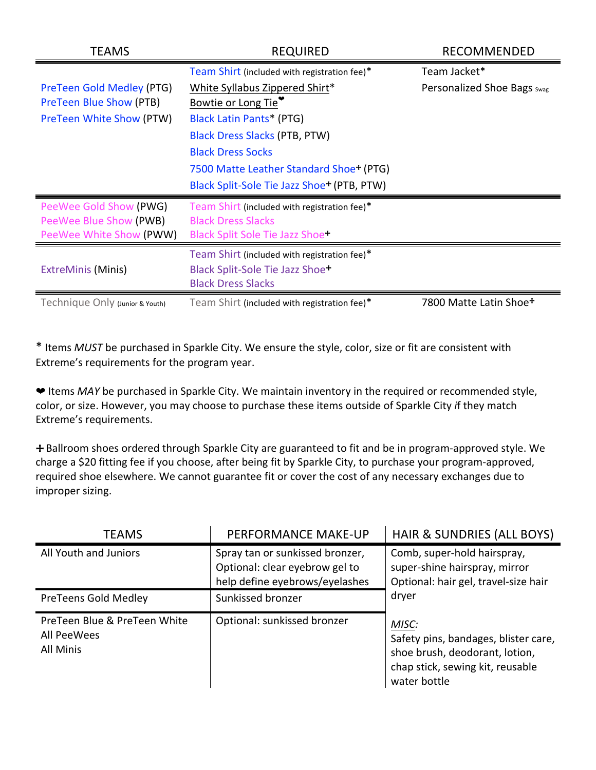| TEAMS | REQUIRED | RECOMMENDED |
|---|---|---|
| PreTeen Gold Medley (PTG)<br>PreTeen Blue Show (PTB)<br>PreTeen White Show (PTW) | Team Shirt (included with registration fee)*<br>White Syllabus Zippered Shirt*<br>Bowtie or Long Tie❤<br>Black Latin Pants* (PTG)<br>Black Dress Slacks (PTB, PTW)<br>Black Dress Socks<br>7500 Matte Leather Standard Shoe+ (PTG)<br>Black Split-Sole Tie Jazz Shoe+ (PTB, PTW) | Team Jacket*<br>Personalized Shoe Bags Swag |
| PeeWee Gold Show (PWG)<br>PeeWee Blue Show (PWB)<br>PeeWee White Show (PWW) | Team Shirt (included with registration fee)*<br>Black Dress Slacks<br>Black Split Sole Tie Jazz Shoe+ | |
| ExtreMinis (Minis) | Team Shirt (included with registration fee)*<br>Black Split-Sole Tie Jazz Shoe+<br>Black Dress Slacks | |
| Technique Only (Junior & Youth) | Team Shirt (included with registration fee)* | 7800 Matte Latin Shoe+ |

\* Items *MUST* be purchased in Sparkle City. We ensure the style, color, size or fit are consistent with Extreme's requirements for the program year.

❤ Items *MAY* be purchased in Sparkle City. We maintain inventory in the required or recommended style, color, or size. However, you may choose to purchase these items outside of Sparkle City *if* they match Extreme's requirements.

+ Ballroom shoes ordered through Sparkle City are guaranteed to fit and be in program-approved style. We charge a $20 fitting fee if you choose, after being fit by Sparkle City, to purchase your program-approved, required shoe elsewhere. We cannot guarantee fit or cover the cost of any necessary exchanges due to improper sizing.

| TEAMS | PERFORMANCE MAKE-UP | HAIR & SUNDRIES (ALL BOYS) |
|---|---|---|
| All Youth and Juniors | Spray tan or sunkissed bronzer, Optional: clear eyebrow gel to help define eyebrows/eyelashes | Comb, super-hold hairspray, super-shine hairspray, mirror<br>Optional: hair gel, travel-size hair dryer |
| PreTeens Gold Medley | Sunkissed bronzer | |
| PreTeen Blue & PreTeen White<br>All PeeWees<br>All Minis | Optional: sunkissed bronzer | *MISC:*<br>Safety pins, bandages, blister care, shoe brush, deodorant, lotion, chap stick, sewing kit, reusable water bottle |